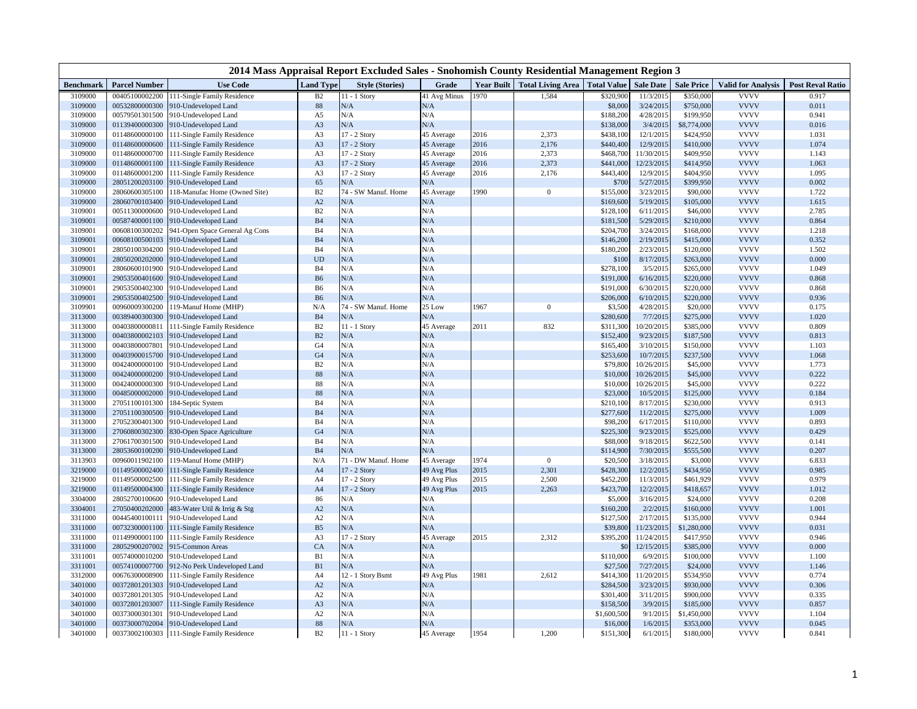# 2014 Mass Appraisal Report Excluded Sales - Snohomish County Residential Management Region 3

| Benchmark | Parcel Number | Use Code | Land Type | Style (Stories) | Grade | Year Built | Total Living Area | Total Value | Sale Date | Sale Price | Valid for Analysis | Post Reval Ratio |
|---|---|---|---|---|---|---|---|---|---|---|---|---|
| 3109000 | 00405100022200 | 111-Single Family Residence | B2 | 11 - 1 Story | 41 Avg Minus | 1970 | 1,584 | $320,900 | 11/3/2015 | $350,000 | VVVV | 0.917 |
| 3109000 | 00532800000300 | 910-Undeveloped Land | 88 | N/A | N/A | | | $8,000 | 3/24/2015 | $750,000 | VVVV | 0.011 |
| 3109000 | 00579501301500 | 910-Undeveloped Land | A5 | N/A | N/A | | | $188,200 | 4/28/2015 | $199,950 | VVVV | 0.941 |
| 3109000 | 01139400000300 | 910-Undeveloped Land | A3 | N/A | N/A | | | $138,000 | 3/4/2015 | $8,774,000 | VVVV | 0.016 |
| 3109000 | 01148600000100 | 111-Single Family Residence | A3 | 17 - 2 Story | 45 Average | 2016 | 2,373 | $438,100 | 12/1/2015 | $424,950 | VVVV | 1.031 |
| 3109000 | 01148600000600 | 111-Single Family Residence | A3 | 17 - 2 Story | 45 Average | 2016 | 2,176 | $440,400 | 12/9/2015 | $410,000 | VVVV | 1.074 |
| 3109000 | 01148600000700 | 111-Single Family Residence | A3 | 17 - 2 Story | 45 Average | 2016 | 2,373 | $468,700 | 11/30/2015 | $409,950 | VVVV | 1.143 |
| 3109000 | 01148600001100 | 111-Single Family Residence | A3 | 17 - 2 Story | 45 Average | 2016 | 2,373 | $441,000 | 12/23/2015 | $414,950 | VVVV | 1.063 |
| 3109000 | 01148600001200 | 111-Single Family Residence | A3 | 17 - 2 Story | 45 Average | 2016 | 2,176 | $443,400 | 12/9/2015 | $404,950 | VVVV | 1.095 |
| 3109000 | 28051200203100 | 910-Undeveloped Land | 65 | N/A | N/A | | | $700 | 5/27/2015 | $399,950 | VVVV | 0.002 |
| 3109000 | 28060600305100 | 118-Manufac Home (Owned Site) | B2 | 74 - SW Manuf. Home | 45 Average | 1990 | 0 | $155,000 | 3/23/2015 | $90,000 | VVVV | 1.722 |
| 3109000 | 28060700103400 | 910-Undeveloped Land | A2 | N/A | N/A | | | $169,600 | 5/19/2015 | $105,000 | VVVV | 1.615 |
| 3109001 | 00511300000600 | 910-Undeveloped Land | B2 | N/A | N/A | | | $128,100 | 6/11/2015 | $46,000 | VVVV | 2.785 |
| 3109001 | 00587400001100 | 910-Undeveloped Land | B4 | N/A | N/A | | | $181,500 | 5/29/2015 | $210,000 | VVVV | 0.864 |
| 3109001 | 00608100300202 | 941-Open Space General Ag Cons | B4 | N/A | N/A | | | $204,700 | 3/24/2015 | $168,000 | VVVV | 1.218 |
| 3109001 | 00608100500103 | 910-Undeveloped Land | B4 | N/A | N/A | | | $146,200 | 2/19/2015 | $415,000 | VVVV | 0.352 |
| 3109001 | 28050100304200 | 910-Undeveloped Land | B4 | N/A | N/A | | | $180,200 | 2/23/2015 | $120,000 | VVVV | 1.502 |
| 3109001 | 28050200202000 | 910-Undeveloped Land | UD | N/A | N/A | | | $100 | 8/17/2015 | $263,000 | VVVV | 0.000 |
| 3109001 | 28060600101900 | 910-Undeveloped Land | B4 | N/A | N/A | | | $278,100 | 3/5/2015 | $265,000 | VVVV | 1.049 |
| 3109001 | 29053500401600 | 910-Undeveloped Land | B6 | N/A | N/A | | | $191,000 | 6/16/2015 | $220,000 | VVVV | 0.868 |
| 3109001 | 29053500402300 | 910-Undeveloped Land | B6 | N/A | N/A | | | $191,000 | 6/30/2015 | $220,000 | VVVV | 0.868 |
| 3109001 | 29053500402500 | 910-Undeveloped Land | B6 | N/A | N/A | | | $206,000 | 6/10/2015 | $220,000 | VVVV | 0.936 |
| 3109901 | 00960009300200 | 119-Manuf Home (MHP) | N/A | 74 - SW Manuf. Home | 25 Low | 1967 | 0 | $3,500 | 4/28/2015 | $20,000 | VVVV | 0.175 |
| 3113000 | 00389400300300 | 910-Undeveloped Land | B4 | N/A | N/A | | | $280,600 | 7/7/2015 | $275,000 | VVVV | 1.020 |
| 3113000 | 00403800000811 | 111-Single Family Residence | B2 | 11 - 1 Story | 45 Average | 2011 | 832 | $311,300 | 10/20/2015 | $385,000 | VVVV | 0.809 |
| 3113000 | 00403800002103 | 910-Undeveloped Land | B2 | N/A | N/A | | | $152,400 | 9/23/2015 | $187,500 | VVVV | 0.813 |
| 3113000 | 00403800007801 | 910-Undeveloped Land | G4 | N/A | N/A | | | $165,400 | 3/10/2015 | $150,000 | VVVV | 1.103 |
| 3113000 | 00403900015700 | 910-Undeveloped Land | G4 | N/A | N/A | | | $253,600 | 10/7/2015 | $237,500 | VVVV | 1.068 |
| 3113000 | 00424000000100 | 910-Undeveloped Land | B2 | N/A | N/A | | | $79,800 | 10/26/2015 | $45,000 | VVVV | 1.773 |
| 3113000 | 00424000000200 | 910-Undeveloped Land | 88 | N/A | N/A | | | $10,000 | 10/26/2015 | $45,000 | VVVV | 0.222 |
| 3113000 | 00424000000300 | 910-Undeveloped Land | 88 | N/A | N/A | | | $10,000 | 10/26/2015 | $45,000 | VVVV | 0.222 |
| 3113000 | 00485000002000 | 910-Undeveloped Land | 88 | N/A | N/A | | | $23,000 | 10/5/2015 | $125,000 | VVVV | 0.184 |
| 3113000 | 27051100101300 | 184-Septic System | B4 | N/A | N/A | | | $210,100 | 8/17/2015 | $230,000 | VVVV | 0.913 |
| 3113000 | 27051100300500 | 910-Undeveloped Land | B4 | N/A | N/A | | | $277,600 | 11/2/2015 | $275,000 | VVVV | 1.009 |
| 3113000 | 27052300401300 | 910-Undeveloped Land | B4 | N/A | N/A | | | $98,200 | 6/17/2015 | $110,000 | VVVV | 0.893 |
| 3113000 | 27060800302300 | 830-Open Space Agriculture | G4 | N/A | N/A | | | $225,300 | 9/23/2015 | $525,000 | VVVV | 0.429 |
| 3113000 | 27061700301500 | 910-Undeveloped Land | B4 | N/A | N/A | | | $88,000 | 9/18/2015 | $622,500 | VVVV | 0.141 |
| 3113000 | 28053600100200 | 910-Undeveloped Land | B4 | N/A | N/A | | | $114,900 | 7/30/2015 | $555,500 | VVVV | 0.207 |
| 3113903 | 00960011902100 | 119-Manuf Home (MHP) | N/A | 71 - DW Manuf. Home | 45 Average | 1974 | 0 | $20,500 | 3/18/2015 | $3,000 | VVVV | 6.833 |
| 3219000 | 01149500002400 | 111-Single Family Residence | A4 | 17 - 2 Story | 49 Avg Plus | 2015 | 2,301 | $428,300 | 12/2/2015 | $434,950 | VVVV | 0.985 |
| 3219000 | 01149500002500 | 111-Single Family Residence | A4 | 17 - 2 Story | 49 Avg Plus | 2015 | 2,500 | $452,200 | 11/3/2015 | $461,929 | VVVV | 0.979 |
| 3219000 | 01149500004300 | 111-Single Family Residence | A4 | 17 - 2 Story | 49 Avg Plus | 2015 | 2,263 | $423,700 | 12/2/2015 | $418,657 | VVVV | 1.012 |
| 3304000 | 28052700100600 | 910-Undeveloped Land | 86 | N/A | N/A | | | $5,000 | 3/16/2015 | $24,000 | VVVV | 0.208 |
| 3304001 | 27050400202000 | 483-Water Util & Irrig & Stg | A2 | N/A | N/A | | | $160,200 | 2/2/2015 | $160,000 | VVVV | 1.001 |
| 3311000 | 00445400100111 | 910-Undeveloped Land | A2 | N/A | N/A | | | $127,500 | 2/17/2015 | $135,000 | VVVV | 0.944 |
| 3311000 | 00732300001100 | 111-Single Family Residence | B5 | N/A | N/A | | | $39,800 | 11/23/2015 | $1,280,000 | VVVV | 0.031 |
| 3311000 | 01149900001100 | 111-Single Family Residence | A3 | 17 - 2 Story | 45 Average | 2015 | 2,312 | $395,200 | 11/24/2015 | $417,950 | VVVV | 0.946 |
| 3311000 | 28052900207002 | 915-Common Areas | CA | N/A | N/A | | | $0 | 12/15/2015 | $385,000 | VVVV | 0.000 |
| 3311001 | 00574000010200 | 910-Undeveloped Land | B1 | N/A | N/A | | | $110,000 | 6/9/2015 | $100,000 | VVVV | 1.100 |
| 3311001 | 00574100007700 | 912-No Perk Undeveloped Land | B1 | N/A | N/A | | | $27,500 | 7/27/2015 | $24,000 | VVVV | 1.146 |
| 3312000 | 00676300008900 | 111-Single Family Residence | A4 | 12 - 1 Story Bsmt | 49 Avg Plus | 1981 | 2,612 | $414,300 | 11/20/2015 | $534,950 | VVVV | 0.774 |
| 3401000 | 00372801201303 | 910-Undeveloped Land | A2 | N/A | N/A | | | $284,500 | 3/23/2015 | $930,000 | VVVV | 0.306 |
| 3401000 | 00372801201305 | 910-Undeveloped Land | A2 | N/A | N/A | | | $301,400 | 3/11/2015 | $900,000 | VVVV | 0.335 |
| 3401000 | 00372801203007 | 111-Single Family Residence | A3 | N/A | N/A | | | $158,500 | 3/9/2015 | $185,000 | VVVV | 0.857 |
| 3401000 | 00373000301301 | 910-Undeveloped Land | A2 | N/A | N/A | | | $1,600,500 | 9/1/2015 | $1,450,000 | VVVV | 1.104 |
| 3401000 | 00373000702004 | 910-Undeveloped Land | 88 | N/A | N/A | | | $16,000 | 1/6/2015 | $353,000 | VVVV | 0.045 |
| 3401000 | 00373002100303 | 111-Single Family Residence | B2 | 11 - 1 Story | 45 Average | 1954 | 1,200 | $151,300 | 6/1/2015 | $180,000 | VVVV | 0.841 |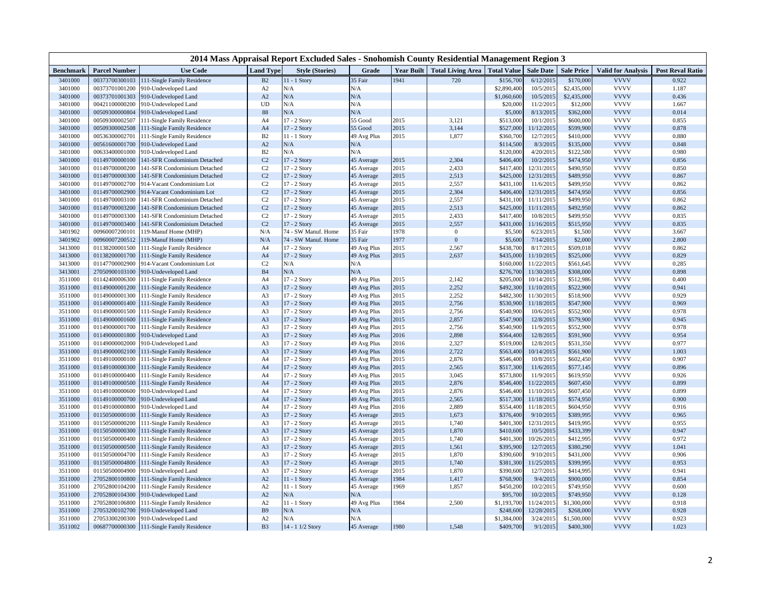# 2014 Mass Appraisal Report Excluded Sales - Snohomish County Residential Management Region 3

| Benchmark | Parcel Number | Use Code | Land Type | Style (Stories) | Grade | Year Built | Total Living Area | Total Value | Sale Date | Sale Price | Valid for Analysis | Post Reval Ratio |
|---|---|---|---|---|---|---|---|---|---|---|---|---|
| 3401000 | 00373700300103 | 111-Single Family Residence | B2 | 11 - 1 Story | 35 Fair | 1941 | 720 | $156,700 | 6/12/2015 | $170,000 | VVVV | 0.922 |
| 3401000 | 00373701001200 | 910-Undeveloped Land | A2 | N/A | N/A | | | $2,890,400 | 10/5/2015 | $2,435,000 | VVVV | 1.187 |
| 3401000 | 00373701001303 | 910-Undeveloped Land | A2 | N/A | N/A | | | $1,060,600 | 10/5/2015 | $2,435,000 | VVVV | 0.436 |
| 3401000 | 00421100000200 | 910-Undeveloped Land | UD | N/A | N/A | | | $20,000 | 11/2/2015 | $12,000 | VVVV | 1.667 |
| 3401000 | 00509300000804 | 910-Undeveloped Land | 88 | N/A | N/A | | | $5,000 | 8/13/2015 | $362,000 | VVVV | 0.014 |
| 3401000 | 00509300002507 | 111-Single Family Residence | A4 | 17 - 2 Story | 55 Good | 2015 | 3,121 | $513,000 | 10/1/2015 | $600,000 | VVVV | 0.855 |
| 3401000 | 00509300002508 | 111-Single Family Residence | A4 | 17 - 2 Story | 55 Good | 2015 | 3,144 | $527,000 | 11/12/2015 | $599,900 | VVVV | 0.878 |
| 3401000 | 00536300002701 | 111-Single Family Residence | B2 | 11 - 1 Story | 49 Avg Plus | 2015 | 1,877 | $360,700 | 12/7/2015 | $410,000 | VVVV | 0.880 |
| 3401000 | 00561600001700 | 910-Undeveloped Land | A2 | N/A | N/A | | | $114,500 | 8/3/2015 | $135,000 | VVVV | 0.848 |
| 3401000 | 00633400001000 | 910-Undeveloped Land | B2 | N/A | N/A | | | $120,000 | 4/20/2015 | $122,500 | VVVV | 0.980 |
| 3401000 | 01149700000100 | 141-SFR Condominium Detached | C2 | 17 - 2 Story | 45 Average | 2015 | 2,304 | $406,400 | 10/2/2015 | $474,950 | VVVV | 0.856 |
| 3401000 | 01149700000200 | 141-SFR Condominium Detached | C2 | 17 - 2 Story | 45 Average | 2015 | 2,433 | $417,400 | 12/31/2015 | $490,950 | VVVV | 0.850 |
| 3401000 | 01149700000300 | 141-SFR Condominium Detached | C2 | 17 - 2 Story | 45 Average | 2015 | 2,513 | $425,000 | 12/31/2015 | $489,950 | VVVV | 0.867 |
| 3401000 | 01149700002700 | 914-Vacant Condominium Lot | C2 | 17 - 2 Story | 45 Average | 2015 | 2,557 | $431,100 | 11/6/2015 | $499,950 | VVVV | 0.862 |
| 3401000 | 01149700002900 | 914-Vacant Condominium Lot | C2 | 17 - 2 Story | 45 Average | 2015 | 2,304 | $406,400 | 12/31/2015 | $474,950 | VVVV | 0.856 |
| 3401000 | 01149700003100 | 141-SFR Condominium Detached | C2 | 17 - 2 Story | 45 Average | 2015 | 2,557 | $431,100 | 11/11/2015 | $499,950 | VVVV | 0.862 |
| 3401000 | 01149700003200 | 141-SFR Condominium Detached | C2 | 17 - 2 Story | 45 Average | 2015 | 2,513 | $425,000 | 11/11/2015 | $492,950 | VVVV | 0.862 |
| 3401000 | 01149700003300 | 141-SFR Condominium Detached | C2 | 17 - 2 Story | 45 Average | 2015 | 2,433 | $417,400 | 10/8/2015 | $499,950 | VVVV | 0.835 |
| 3401000 | 01149700003400 | 141-SFR Condominium Detached | C2 | 17 - 2 Story | 45 Average | 2015 | 2,557 | $431,000 | 11/16/2015 | $515,950 | VVVV | 0.835 |
| 3401902 | 00960007200101 | 119-Manuf Home (MHP) | N/A | 74 - SW Manuf. Home | 35 Fair | 1978 | 0 | $5,500 | 6/23/2015 | $1,500 | VVVV | 3.667 |
| 3401902 | 00960007200512 | 119-Manuf Home (MHP) | N/A | 74 - SW Manuf. Home | 35 Fair | 1977 | 0 | $5,600 | 7/14/2015 | $2,000 | VVVV | 2.800 |
| 3413000 | 01138200001500 | 111-Single Family Residence | A4 | 17 - 2 Story | 49 Avg Plus | 2015 | 2,567 | $438,700 | 8/17/2015 | $509,018 | VVVV | 0.862 |
| 3413000 | 01138200001700 | 111-Single Family Residence | A4 | 17 - 2 Story | 49 Avg Plus | 2015 | 2,637 | $435,000 | 11/10/2015 | $525,000 | VVVV | 0.829 |
| 3413000 | 01147700002900 | 914-Vacant Condominium Lot | C2 | N/A | N/A | | | $160,000 | 11/22/2015 | $561,645 | VVVV | 0.285 |
| 3413001 | 27050900103100 | 910-Undeveloped Land | B4 | N/A | N/A | | | $276,700 | 11/30/2015 | $308,000 | VVVV | 0.898 |
| 3511000 | 01142400006300 | 111-Single Family Residence | A4 | 17 - 2 Story | 49 Avg Plus | 2015 | 2,142 | $205,000 | 10/14/2015 | $512,986 | VVVV | 0.400 |
| 3511000 | 01149000001200 | 111-Single Family Residence | A3 | 17 - 2 Story | 49 Avg Plus | 2015 | 2,252 | $492,300 | 11/10/2015 | $522,900 | VVVV | 0.941 |
| 3511000 | 01149000001300 | 111-Single Family Residence | A3 | 17 - 2 Story | 49 Avg Plus | 2015 | 2,252 | $482,300 | 11/30/2015 | $518,900 | VVVV | 0.929 |
| 3511000 | 01149000001400 | 111-Single Family Residence | A3 | 17 - 2 Story | 49 Avg Plus | 2015 | 2,756 | $530,900 | 11/18/2015 | $547,900 | VVVV | 0.969 |
| 3511000 | 01149000001500 | 111-Single Family Residence | A3 | 17 - 2 Story | 49 Avg Plus | 2015 | 2,756 | $540,900 | 10/6/2015 | $552,900 | VVVV | 0.978 |
| 3511000 | 01149000001600 | 111-Single Family Residence | A3 | 17 - 2 Story | 49 Avg Plus | 2015 | 2,857 | $547,900 | 12/8/2015 | $579,900 | VVVV | 0.945 |
| 3511000 | 01149000001700 | 111-Single Family Residence | A3 | 17 - 2 Story | 49 Avg Plus | 2015 | 2,756 | $540,900 | 11/9/2015 | $552,900 | VVVV | 0.978 |
| 3511000 | 01149000001800 | 910-Undeveloped Land | A3 | 17 - 2 Story | 49 Avg Plus | 2016 | 2,898 | $564,400 | 12/8/2015 | $591,900 | VVVV | 0.954 |
| 3511000 | 01149000002000 | 910-Undeveloped Land | A3 | 17 - 2 Story | 49 Avg Plus | 2016 | 2,327 | $519,000 | 12/8/2015 | $531,350 | VVVV | 0.977 |
| 3511000 | 01149000002100 | 111-Single Family Residence | A3 | 17 - 2 Story | 49 Avg Plus | 2016 | 2,722 | $563,400 | 10/14/2015 | $561,900 | VVVV | 1.003 |
| 3511000 | 01149100000100 | 111-Single Family Residence | A4 | 17 - 2 Story | 49 Avg Plus | 2015 | 2,876 | $546,400 | 10/8/2015 | $602,450 | VVVV | 0.907 |
| 3511000 | 01149100000300 | 111-Single Family Residence | A4 | 17 - 2 Story | 49 Avg Plus | 2015 | 2,565 | $517,300 | 11/6/2015 | $577,145 | VVVV | 0.896 |
| 3511000 | 01149100000400 | 111-Single Family Residence | A4 | 17 - 2 Story | 49 Avg Plus | 2015 | 3,045 | $573,800 | 11/9/2015 | $619,950 | VVVV | 0.926 |
| 3511000 | 01149100000500 | 111-Single Family Residence | A4 | 17 - 2 Story | 49 Avg Plus | 2015 | 2,876 | $546,400 | 11/22/2015 | $607,450 | VVVV | 0.899 |
| 3511000 | 01149100000600 | 910-Undeveloped Land | A4 | 17 - 2 Story | 49 Avg Plus | 2015 | 2,876 | $546,400 | 11/10/2015 | $607,450 | VVVV | 0.899 |
| 3511000 | 01149100000700 | 910-Undeveloped Land | A4 | 17 - 2 Story | 49 Avg Plus | 2015 | 2,565 | $517,300 | 11/18/2015 | $574,950 | VVVV | 0.900 |
| 3511000 | 01149100000800 | 910-Undeveloped Land | A4 | 17 - 2 Story | 49 Avg Plus | 2016 | 2,889 | $554,400 | 11/18/2015 | $604,950 | VVVV | 0.916 |
| 3511000 | 01150500000100 | 111-Single Family Residence | A3 | 17 - 2 Story | 45 Average | 2015 | 1,673 | $376,400 | 9/10/2015 | $389,995 | VVVV | 0.965 |
| 3511000 | 01150500000200 | 111-Single Family Residence | A3 | 17 - 2 Story | 45 Average | 2015 | 1,740 | $401,300 | 12/31/2015 | $419,995 | VVVV | 0.955 |
| 3511000 | 01150500000300 | 111-Single Family Residence | A3 | 17 - 2 Story | 45 Average | 2015 | 1,870 | $410,600 | 10/5/2015 | $433,399 | VVVV | 0.947 |
| 3511000 | 01150500000400 | 111-Single Family Residence | A3 | 17 - 2 Story | 45 Average | 2015 | 1,740 | $401,300 | 10/26/2015 | $412,995 | VVVV | 0.972 |
| 3511000 | 01150500000500 | 111-Single Family Residence | A3 | 17 - 2 Story | 45 Average | 2015 | 1,561 | $395,900 | 12/7/2015 | $380,290 | VVVV | 1.041 |
| 3511000 | 01150500004700 | 111-Single Family Residence | A3 | 17 - 2 Story | 45 Average | 2015 | 1,870 | $390,600 | 9/10/2015 | $431,000 | VVVV | 0.906 |
| 3511000 | 01150500004800 | 111-Single Family Residence | A3 | 17 - 2 Story | 45 Average | 2015 | 1,740 | $381,300 | 11/25/2015 | $399,995 | VVVV | 0.953 |
| 3511000 | 01150500004900 | 910-Undeveloped Land | A3 | 17 - 2 Story | 45 Average | 2015 | 1,870 | $390,600 | 12/7/2015 | $414,995 | VVVV | 0.941 |
| 3511000 | 27052800100800 | 111-Single Family Residence | A2 | 11 - 1 Story | 45 Average | 1984 | 1,417 | $768,900 | 9/4/2015 | $900,000 | VVVV | 0.854 |
| 3511000 | 27052800104200 | 111-Single Family Residence | A2 | 11 - 1 Story | 45 Average | 1969 | 1,857 | $450,200 | 10/2/2015 | $749,950 | VVVV | 0.600 |
| 3511000 | 27052800104300 | 910-Undeveloped Land | A2 | N/A | N/A | | | $95,700 | 10/2/2015 | $749,950 | VVVV | 0.128 |
| 3511000 | 27052800106800 | 111-Single Family Residence | A2 | 11 - 1 Story | 49 Avg Plus | 1984 | 2,500 | $1,193,700 | 11/24/2015 | $1,300,000 | VVVV | 0.918 |
| 3511000 | 27053200102700 | 910-Undeveloped Land | B9 | N/A | N/A | | | $248,600 | 12/28/2015 | $268,000 | VVVV | 0.928 |
| 3511000 | 27053300200300 | 910-Undeveloped Land | A2 | N/A | N/A | | | $1,384,000 | 3/24/2015 | $1,500,000 | VVVV | 0.923 |
| 3511002 | 00687700000300 | 111-Single Family Residence | B3 | 14 - 1 1/2 Story | 45 Average | 1980 | 1,548 | $409,700 | 9/1/2015 | $400,300 | VVVV | 1.023 |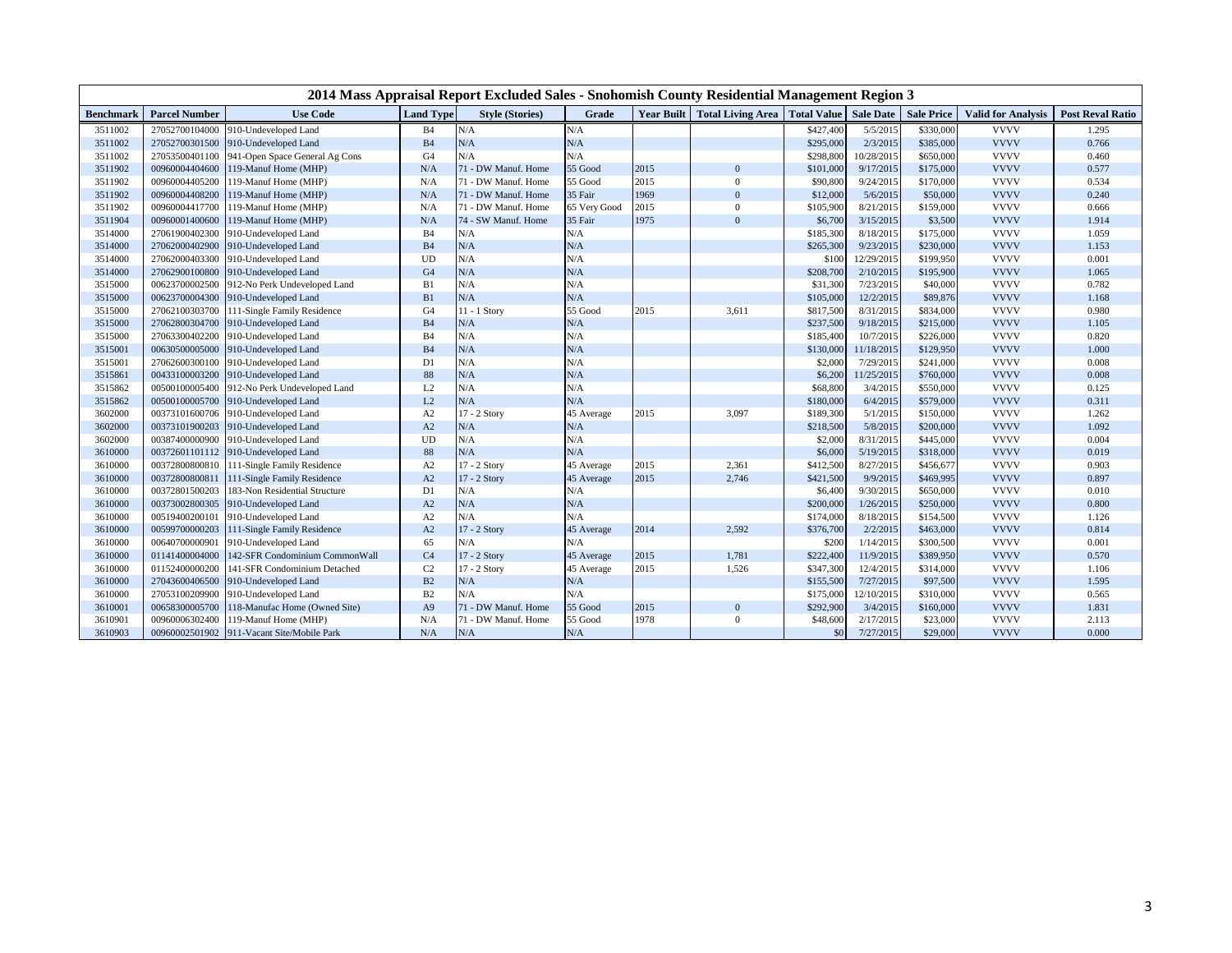# 2014 Mass Appraisal Report Excluded Sales - Snohomish County Residential Management Region 3

| Benchmark | Parcel Number | Use Code | Land Type | Style (Stories) | Grade | Year Built | Total Living Area | Total Value | Sale Date | Sale Price | Valid for Analysis | Post Reval Ratio |
|---|---|---|---|---|---|---|---|---|---|---|---|---|
| 3511002 | 27052700104000 | 910-Undeveloped Land | B4 | N/A | N/A | | | $427,400 | 5/5/2015 | $330,000 | VVVV | 1.295 |
| 3511002 | 27052700301500 | 910-Undeveloped Land | B4 | N/A | N/A | | | $295,000 | 2/3/2015 | $385,000 | VVVV | 0.766 |
| 3511002 | 27053500401100 | 941-Open Space General Ag Cons | G4 | N/A | N/A | | | $298,800 | 10/28/2015 | $650,000 | VVVV | 0.460 |
| 3511902 | 00960004404600 | 119-Manuf Home (MHP) | N/A | 71 - DW Manuf. Home | 55 Good | 2015 | 0 | $101,000 | 9/17/2015 | $175,000 | VVVV | 0.577 |
| 3511902 | 00960004405200 | 119-Manuf Home (MHP) | N/A | 71 - DW Manuf. Home | 55 Good | 2015 | 0 | $90,800 | 9/24/2015 | $170,000 | VVVV | 0.534 |
| 3511902 | 00960004408200 | 119-Manuf Home (MHP) | N/A | 71 - DW Manuf. Home | 35 Fair | 1969 | 0 | $12,000 | 5/6/2015 | $50,000 | VVVV | 0.240 |
| 3511902 | 00960004417700 | 119-Manuf Home (MHP) | N/A | 71 - DW Manuf. Home | 65 Very Good | 2015 | 0 | $105,900 | 8/21/2015 | $159,000 | VVVV | 0.666 |
| 3511904 | 00960001400600 | 119-Manuf Home (MHP) | N/A | 74 - SW Manuf. Home | 35 Fair | 1975 | 0 | $6,700 | 3/15/2015 | $3,500 | VVVV | 1.914 |
| 3514000 | 27061900402300 | 910-Undeveloped Land | B4 | N/A | N/A | | | $185,300 | 8/18/2015 | $175,000 | VVVV | 1.059 |
| 3514000 | 27062000402900 | 910-Undeveloped Land | B4 | N/A | N/A | | | $265,300 | 9/23/2015 | $230,000 | VVVV | 1.153 |
| 3514000 | 27062000403300 | 910-Undeveloped Land | UD | N/A | N/A | | | $100 | 12/29/2015 | $199,950 | VVVV | 0.001 |
| 3514000 | 27062900100800 | 910-Undeveloped Land | G4 | N/A | N/A | | | $208,700 | 2/10/2015 | $195,900 | VVVV | 1.065 |
| 3515000 | 00623700002500 | 912-No Perk Undeveloped Land | B1 | N/A | N/A | | | $31,300 | 7/23/2015 | $40,000 | VVVV | 0.782 |
| 3515000 | 00623700004300 | 910-Undeveloped Land | B1 | N/A | N/A | | | $105,000 | 12/2/2015 | $89,876 | VVVV | 1.168 |
| 3515000 | 27062100303700 | 111-Single Family Residence | G4 | 11 - 1 Story | 55 Good | 2015 | 3,611 | $817,500 | 8/31/2015 | $834,000 | VVVV | 0.980 |
| 3515000 | 27062800304700 | 910-Undeveloped Land | B4 | N/A | N/A | | | $237,500 | 9/18/2015 | $215,000 | VVVV | 1.105 |
| 3515000 | 27063300402200 | 910-Undeveloped Land | B4 | N/A | N/A | | | $185,400 | 10/7/2015 | $226,000 | VVVV | 0.820 |
| 3515001 | 00630500005000 | 910-Undeveloped Land | B4 | N/A | N/A | | | $130,000 | 11/18/2015 | $129,950 | VVVV | 1.000 |
| 3515001 | 27062600300100 | 910-Undeveloped Land | D1 | N/A | N/A | | | $2,000 | 7/29/2015 | $241,000 | VVVV | 0.008 |
| 3515861 | 00433100003200 | 910-Undeveloped Land | 88 | N/A | N/A | | | $6,200 | 11/25/2015 | $760,000 | VVVV | 0.008 |
| 3515862 | 00500100005400 | 912-No Perk Undeveloped Land | L2 | N/A | N/A | | | $68,800 | 3/4/2015 | $550,000 | VVVV | 0.125 |
| 3515862 | 00500100005700 | 910-Undeveloped Land | L2 | N/A | N/A | | | $180,000 | 6/4/2015 | $579,000 | VVVV | 0.311 |
| 3602000 | 00373101600706 | 910-Undeveloped Land | A2 | 17 - 2 Story | 45 Average | 2015 | 3,097 | $189,300 | 5/1/2015 | $150,000 | VVVV | 1.262 |
| 3602000 | 00373101900203 | 910-Undeveloped Land | A2 | N/A | N/A | | | $218,500 | 5/8/2015 | $200,000 | VVVV | 1.092 |
| 3602000 | 00387400000900 | 910-Undeveloped Land | UD | N/A | N/A | | | $2,000 | 8/31/2015 | $445,000 | VVVV | 0.004 |
| 3610000 | 00372601101112 | 910-Undeveloped Land | 88 | N/A | N/A | | | $6,000 | 5/19/2015 | $318,000 | VVVV | 0.019 |
| 3610000 | 00372800800810 | 111-Single Family Residence | A2 | 17 - 2 Story | 45 Average | 2015 | 2,361 | $412,500 | 8/27/2015 | $456,677 | VVVV | 0.903 |
| 3610000 | 00372800800811 | 111-Single Family Residence | A2 | 17 - 2 Story | 45 Average | 2015 | 2,746 | $421,500 | 9/9/2015 | $469,995 | VVVV | 0.897 |
| 3610000 | 00372801500203 | 183-Non Residential Structure | D1 | N/A | N/A | | | $6,400 | 9/30/2015 | $650,000 | VVVV | 0.010 |
| 3610000 | 00373002800305 | 910-Undeveloped Land | A2 | N/A | N/A | | | $200,000 | 1/26/2015 | $250,000 | VVVV | 0.800 |
| 3610000 | 00519400200101 | 910-Undeveloped Land | A2 | N/A | N/A | | | $174,000 | 8/18/2015 | $154,500 | VVVV | 1.126 |
| 3610000 | 00599700000203 | 111-Single Family Residence | A2 | 17 - 2 Story | 45 Average | 2014 | 2,592 | $376,700 | 2/2/2015 | $463,000 | VVVV | 0.814 |
| 3610000 | 00640700000901 | 910-Undeveloped Land | 65 | N/A | N/A | | | $200 | 1/14/2015 | $300,500 | VVVV | 0.001 |
| 3610000 | 01141400004000 | 142-SFR Condominium CommonWall | C4 | 17 - 2 Story | 45 Average | 2015 | 1,781 | $222,400 | 11/9/2015 | $389,950 | VVVV | 0.570 |
| 3610000 | 01152400000200 | 141-SFR Condominium Detached | C2 | 17 - 2 Story | 45 Average | 2015 | 1,526 | $347,300 | 12/4/2015 | $314,000 | VVVV | 1.106 |
| 3610000 | 27043600406500 | 910-Undeveloped Land | B2 | N/A | N/A | | | $155,500 | 7/27/2015 | $97,500 | VVVV | 1.595 |
| 3610000 | 27053100209900 | 910-Undeveloped Land | B2 | N/A | N/A | | | $175,000 | 12/10/2015 | $310,000 | VVVV | 0.565 |
| 3610001 | 00658300005700 | 118-Manufac Home (Owned Site) | A9 | 71 - DW Manuf. Home | 55 Good | 2015 | 0 | $292,900 | 3/4/2015 | $160,000 | VVVV | 1.831 |
| 3610901 | 00960006302400 | 119-Manuf Home (MHP) | N/A | 71 - DW Manuf. Home | 55 Good | 1978 | 0 | $48,600 | 2/17/2015 | $23,000 | VVVV | 2.113 |
| 3610903 | 00960002501902 | 911-Vacant Site/Mobile Park | N/A | N/A | N/A | | | $0 | 7/27/2015 | $29,000 | VVVV | 0.000 |